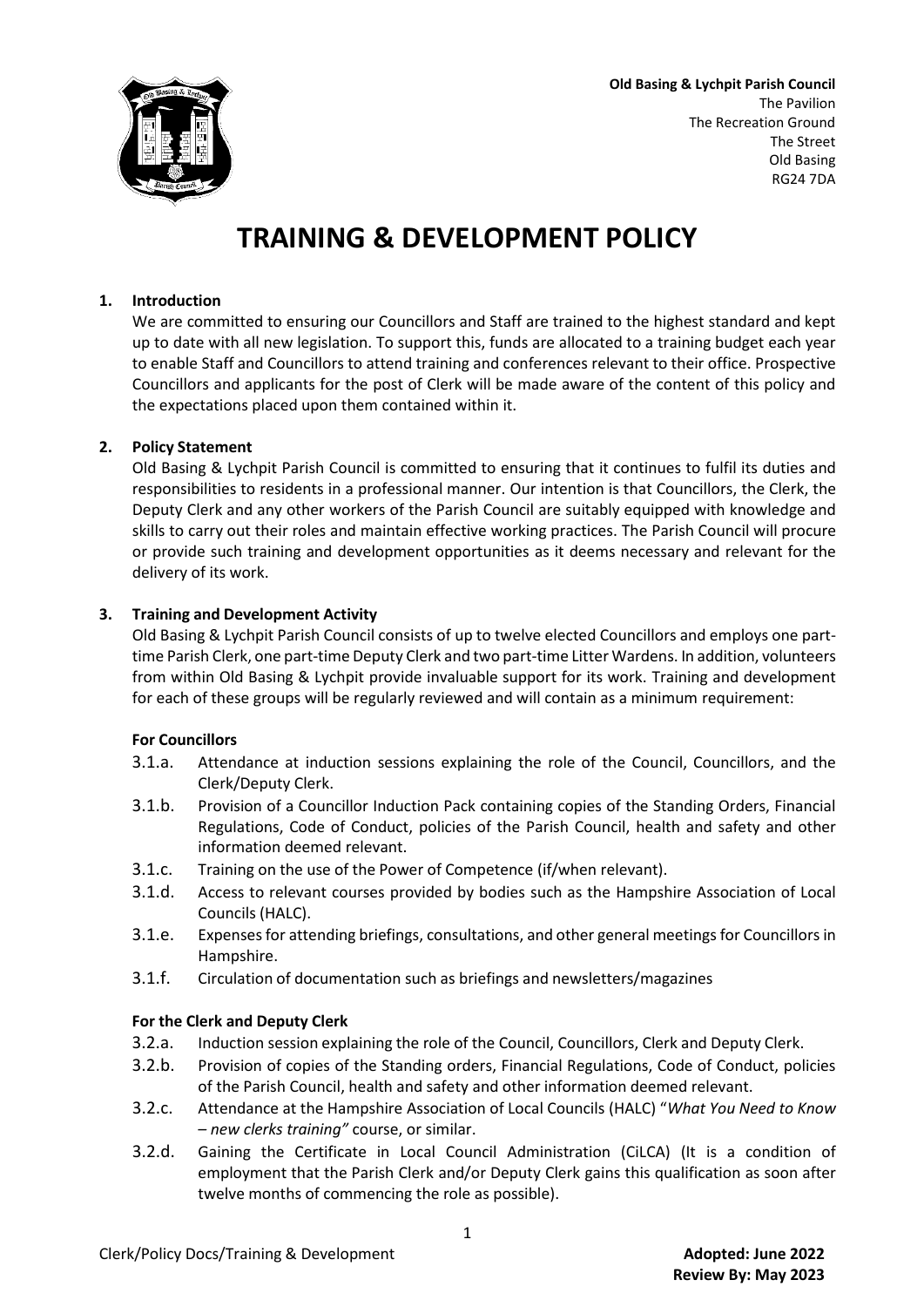**Old Basing & Lychpit Parish Council**
The Pavilion
The Recreation Ground
The Street
Old Basing
RG24 7DA

# TRAINING & DEVELOPMENT POLICY

## 1. Introduction

We are committed to ensuring our Councillors and Staff are trained to the highest standard and kept up to date with all new legislation. To support this, funds are allocated to a training budget each year to enable Staff and Councillors to attend training and conferences relevant to their office. Prospective Councillors and applicants for the post of Clerk will be made aware of the content of this policy and the expectations placed upon them contained within it.

## 2. Policy Statement

Old Basing & Lychpit Parish Council is committed to ensuring that it continues to fulfil its duties and responsibilities to residents in a professional manner. Our intention is that Councillors, the Clerk, the Deputy Clerk and any other workers of the Parish Council are suitably equipped with knowledge and skills to carry out their roles and maintain effective working practices. The Parish Council will procure or provide such training and development opportunities as it deems necessary and relevant for the delivery of its work.

## 3. Training and Development Activity

Old Basing & Lychpit Parish Council consists of up to twelve elected Councillors and employs one part-time Parish Clerk, one part-time Deputy Clerk and two part-time Litter Wardens. In addition, volunteers from within Old Basing & Lychpit provide invaluable support for its work. Training and development for each of these groups will be regularly reviewed and will contain as a minimum requirement:

### For Councillors

- 3.1.a. Attendance at induction sessions explaining the role of the Council, Councillors, and the Clerk/Deputy Clerk.
- 3.1.b. Provision of a Councillor Induction Pack containing copies of the Standing Orders, Financial Regulations, Code of Conduct, policies of the Parish Council, health and safety and other information deemed relevant.
- 3.1.c. Training on the use of the Power of Competence (if/when relevant).
- 3.1.d. Access to relevant courses provided by bodies such as the Hampshire Association of Local Councils (HALC).
- 3.1.e. Expenses for attending briefings, consultations, and other general meetings for Councillors in Hampshire.
- 3.1.f. Circulation of documentation such as briefings and newsletters/magazines

### For the Clerk and Deputy Clerk

- 3.2.a. Induction session explaining the role of the Council, Councillors, Clerk and Deputy Clerk.
- 3.2.b. Provision of copies of the Standing orders, Financial Regulations, Code of Conduct, policies of the Parish Council, health and safety and other information deemed relevant.
- 3.2.c. Attendance at the Hampshire Association of Local Councils (HALC) "*What You Need to Know – new clerks training"* course, or similar.
- 3.2.d. Gaining the Certificate in Local Council Administration (CiLCA) (It is a condition of employment that the Parish Clerk and/or Deputy Clerk gains this qualification as soon after twelve months of commencing the role as possible).

Clerk/Policy Docs/Training & Development **Adopted: June 2022**
**Review By: May 2023**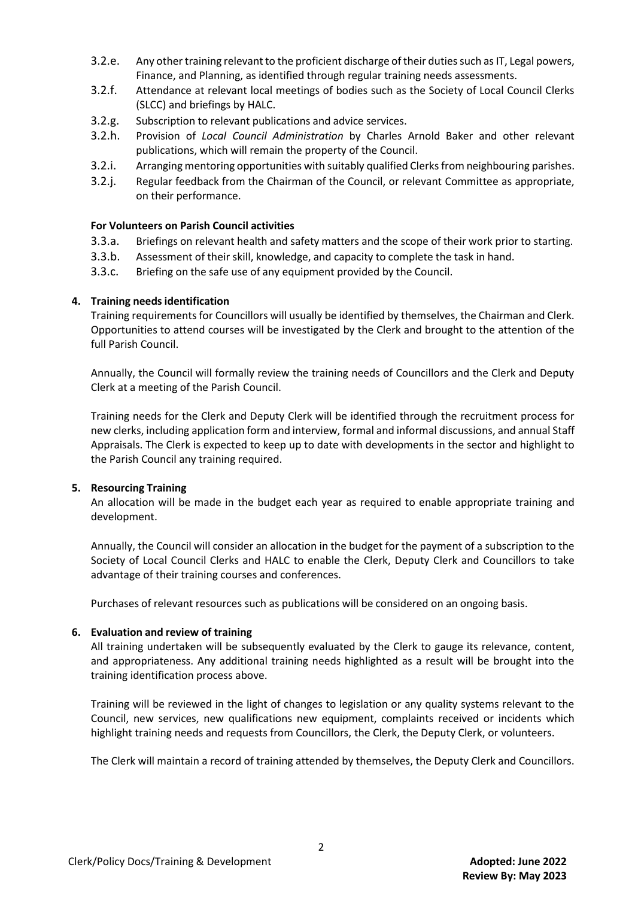3.2.e. Any other training relevant to the proficient discharge of their duties such as IT, Legal powers, Finance, and Planning, as identified through regular training needs assessments.

3.2.f. Attendance at relevant local meetings of bodies such as the Society of Local Council Clerks (SLCC) and briefings by HALC.

3.2.g. Subscription to relevant publications and advice services.

3.2.h. Provision of *Local Council Administration* by Charles Arnold Baker and other relevant publications, which will remain the property of the Council.

3.2.i. Arranging mentoring opportunities with suitably qualified Clerks from neighbouring parishes.

3.2.j. Regular feedback from the Chairman of the Council, or relevant Committee as appropriate, on their performance.

**For Volunteers on Parish Council activities**

3.3.a. Briefings on relevant health and safety matters and the scope of their work prior to starting.

3.3.b. Assessment of their skill, knowledge, and capacity to complete the task in hand.

3.3.c. Briefing on the safe use of any equipment provided by the Council.

**4. Training needs identification**

Training requirements for Councillors will usually be identified by themselves, the Chairman and Clerk. Opportunities to attend courses will be investigated by the Clerk and brought to the attention of the full Parish Council.

Annually, the Council will formally review the training needs of Councillors and the Clerk and Deputy Clerk at a meeting of the Parish Council.

Training needs for the Clerk and Deputy Clerk will be identified through the recruitment process for new clerks, including application form and interview, formal and informal discussions, and annual Staff Appraisals. The Clerk is expected to keep up to date with developments in the sector and highlight to the Parish Council any training required.

**5. Resourcing Training**

An allocation will be made in the budget each year as required to enable appropriate training and development.

Annually, the Council will consider an allocation in the budget for the payment of a subscription to the Society of Local Council Clerks and HALC to enable the Clerk, Deputy Clerk and Councillors to take advantage of their training courses and conferences.

Purchases of relevant resources such as publications will be considered on an ongoing basis.

**6. Evaluation and review of training**

All training undertaken will be subsequently evaluated by the Clerk to gauge its relevance, content, and appropriateness. Any additional training needs highlighted as a result will be brought into the training identification process above.

Training will be reviewed in the light of changes to legislation or any quality systems relevant to the Council, new services, new qualifications new equipment, complaints received or incidents which highlight training needs and requests from Councillors, the Clerk, the Deputy Clerk, or volunteers.

The Clerk will maintain a record of training attended by themselves, the Deputy Clerk and Councillors.